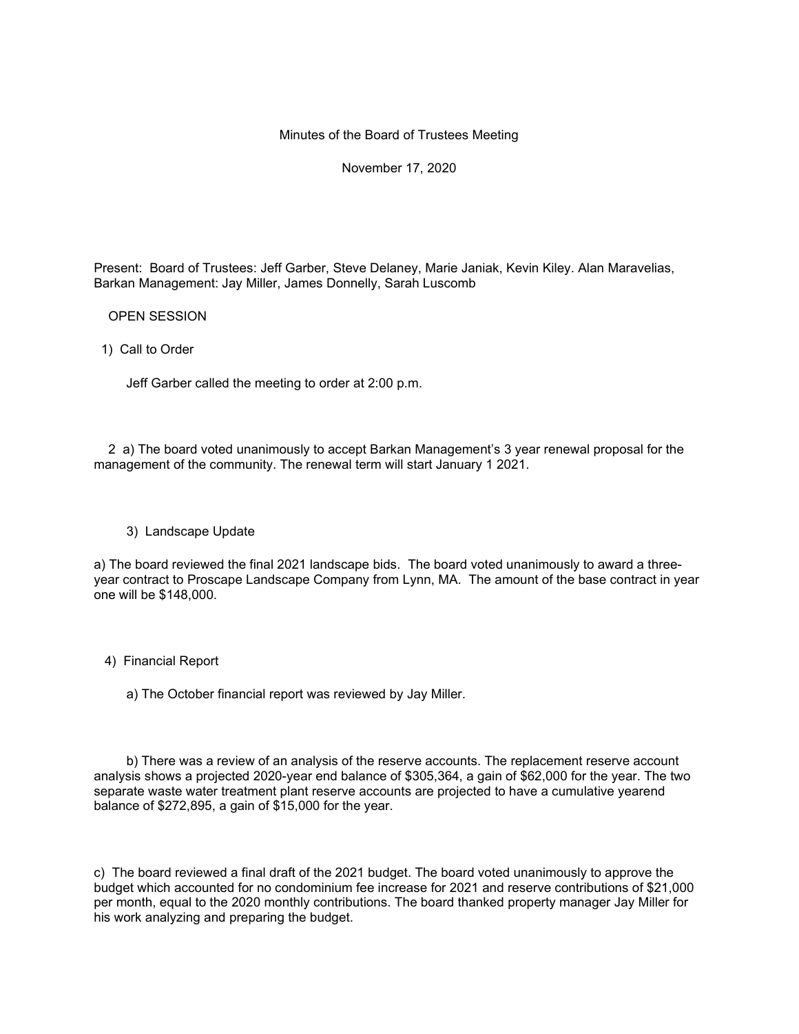Minutes of the Board of Trustees Meeting

November 17, 2020

Present: Board of Trustees: Jeff Garber, Steve Delaney, Marie Janiak, Kevin Kiley. Alan Maravelias, Barkan Management: Jay Miller, James Donnelly, Sarah Luscomb

OPEN SESSION

1) Call to Order

Jeff Garber called the meeting to order at 2:00 p.m.

2 a) The board voted unanimously to accept Barkan Management's 3 year renewal proposal for the management of the community. The renewal term will start January 1 2021.

3) Landscape Update

a) The board reviewed the final 2021 landscape bids. The board voted unanimously to award a three-year contract to Proscape Landscape Company from Lynn, MA. The amount of the base contract in year one will be $148,000.

4) Financial Report

a) The October financial report was reviewed by Jay Miller.

b) There was a review of an analysis of the reserve accounts. The replacement reserve account analysis shows a projected 2020-year end balance of $305,364, a gain of $62,000 for the year. The two separate waste water treatment plant reserve accounts are projected to have a cumulative yearend balance of $272,895, a gain of $15,000 for the year.

c) The board reviewed a final draft of the 2021 budget. The board voted unanimously to approve the budget which accounted for no condominium fee increase for 2021 and reserve contributions of $21,000 per month, equal to the 2020 monthly contributions. The board thanked property manager Jay Miller for his work analyzing and preparing the budget.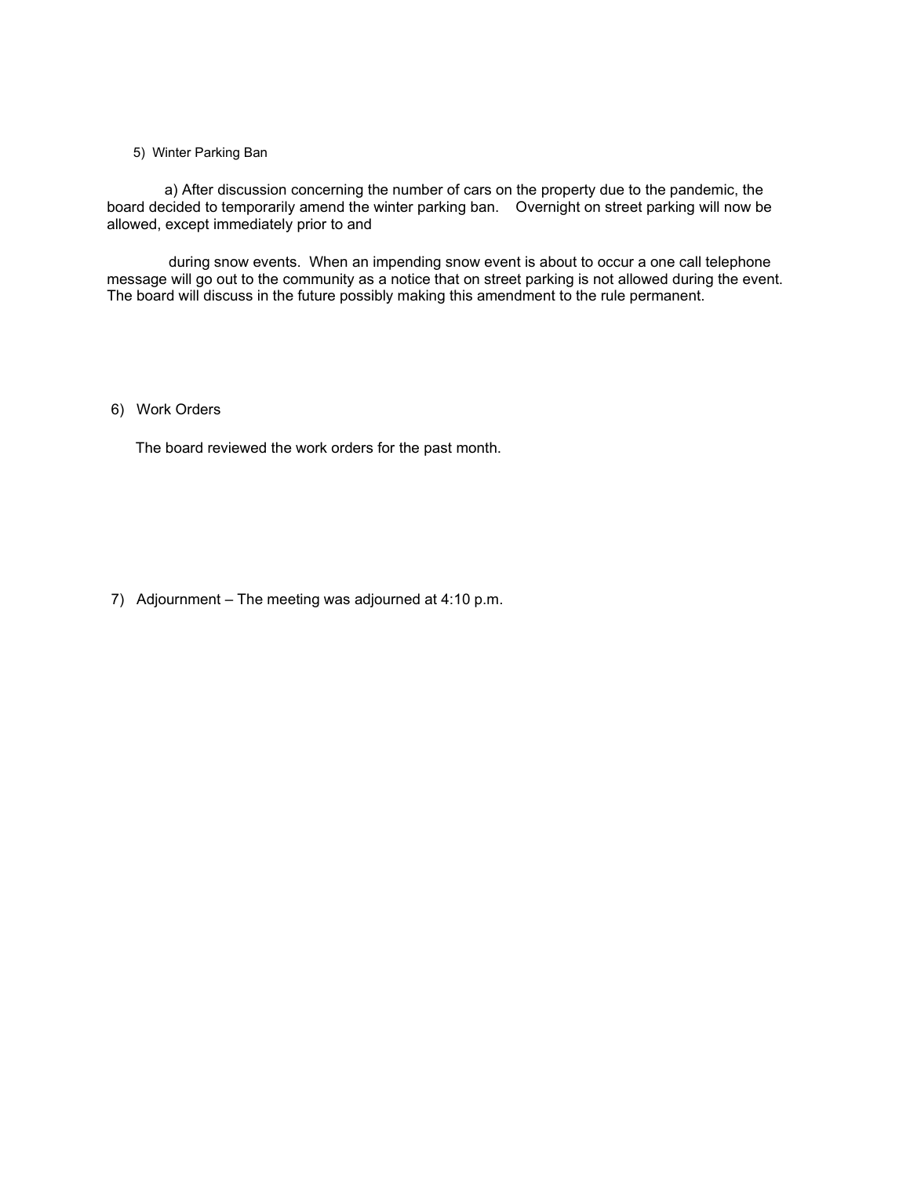5) Winter Parking Ban

a) After discussion concerning the number of cars on the property due to the pandemic, the board decided to temporarily amend the winter parking ban. Overnight on street parking will now be allowed, except immediately prior to and

during snow events. When an impending snow event is about to occur a one call telephone message will go out to the community as a notice that on street parking is not allowed during the event. The board will discuss in the future possibly making this amendment to the rule permanent.

6) Work Orders

The board reviewed the work orders for the past month.

7) Adjournment – The meeting was adjourned at 4:10 p.m.